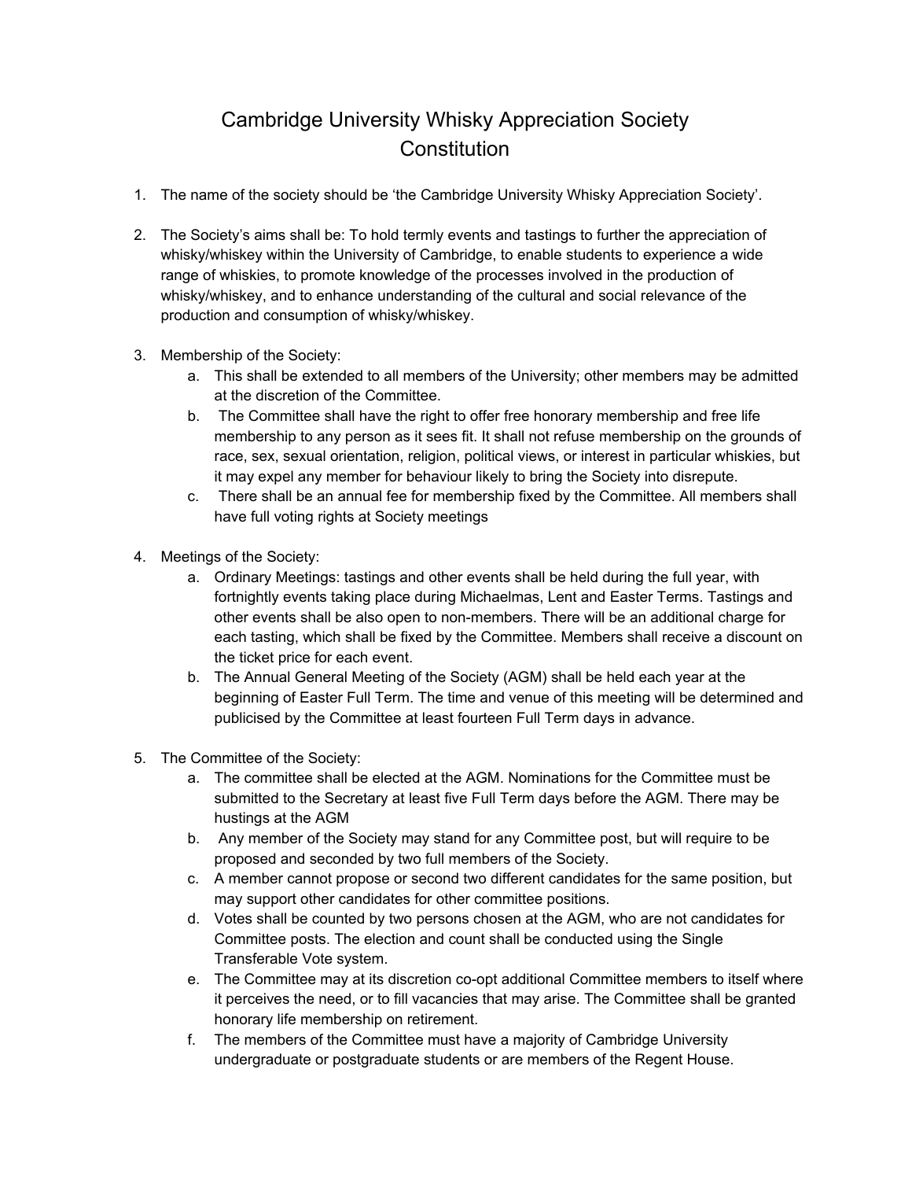# Cambridge University Whisky Appreciation Society Constitution

1. The name of the society should be 'the Cambridge University Whisky Appreciation Society'.

2. The Society's aims shall be: To hold termly events and tastings to further the appreciation of whisky/whiskey within the University of Cambridge, to enable students to experience a wide range of whiskies, to promote knowledge of the processes involved in the production of whisky/whiskey, and to enhance understanding of the cultural and social relevance of the production and consumption of whisky/whiskey.

3. Membership of the Society:
    a. This shall be extended to all members of the University; other members may be admitted at the discretion of the Committee.
    b. The Committee shall have the right to offer free honorary membership and free life membership to any person as it sees fit. It shall not refuse membership on the grounds of race, sex, sexual orientation, religion, political views, or interest in particular whiskies, but it may expel any member for behaviour likely to bring the Society into disrepute.
    c. There shall be an annual fee for membership fixed by the Committee. All members shall have full voting rights at Society meetings

4. Meetings of the Society:
    a. Ordinary Meetings: tastings and other events shall be held during the full year, with fortnightly events taking place during Michaelmas, Lent and Easter Terms. Tastings and other events shall be also open to non-members. There will be an additional charge for each tasting, which shall be fixed by the Committee. Members shall receive a discount on the ticket price for each event.
    b. The Annual General Meeting of the Society (AGM) shall be held each year at the beginning of Easter Full Term. The time and venue of this meeting will be determined and publicised by the Committee at least fourteen Full Term days in advance.

5. The Committee of the Society:
    a. The committee shall be elected at the AGM. Nominations for the Committee must be submitted to the Secretary at least five Full Term days before the AGM. There may be hustings at the AGM
    b. Any member of the Society may stand for any Committee post, but will require to be proposed and seconded by two full members of the Society.
    c. A member cannot propose or second two different candidates for the same position, but may support other candidates for other committee positions.
    d. Votes shall be counted by two persons chosen at the AGM, who are not candidates for Committee posts. The election and count shall be conducted using the Single Transferable Vote system.
    e. The Committee may at its discretion co-opt additional Committee members to itself where it perceives the need, or to fill vacancies that may arise. The Committee shall be granted honorary life membership on retirement.
    f. The members of the Committee must have a majority of Cambridge University undergraduate or postgraduate students or are members of the Regent House.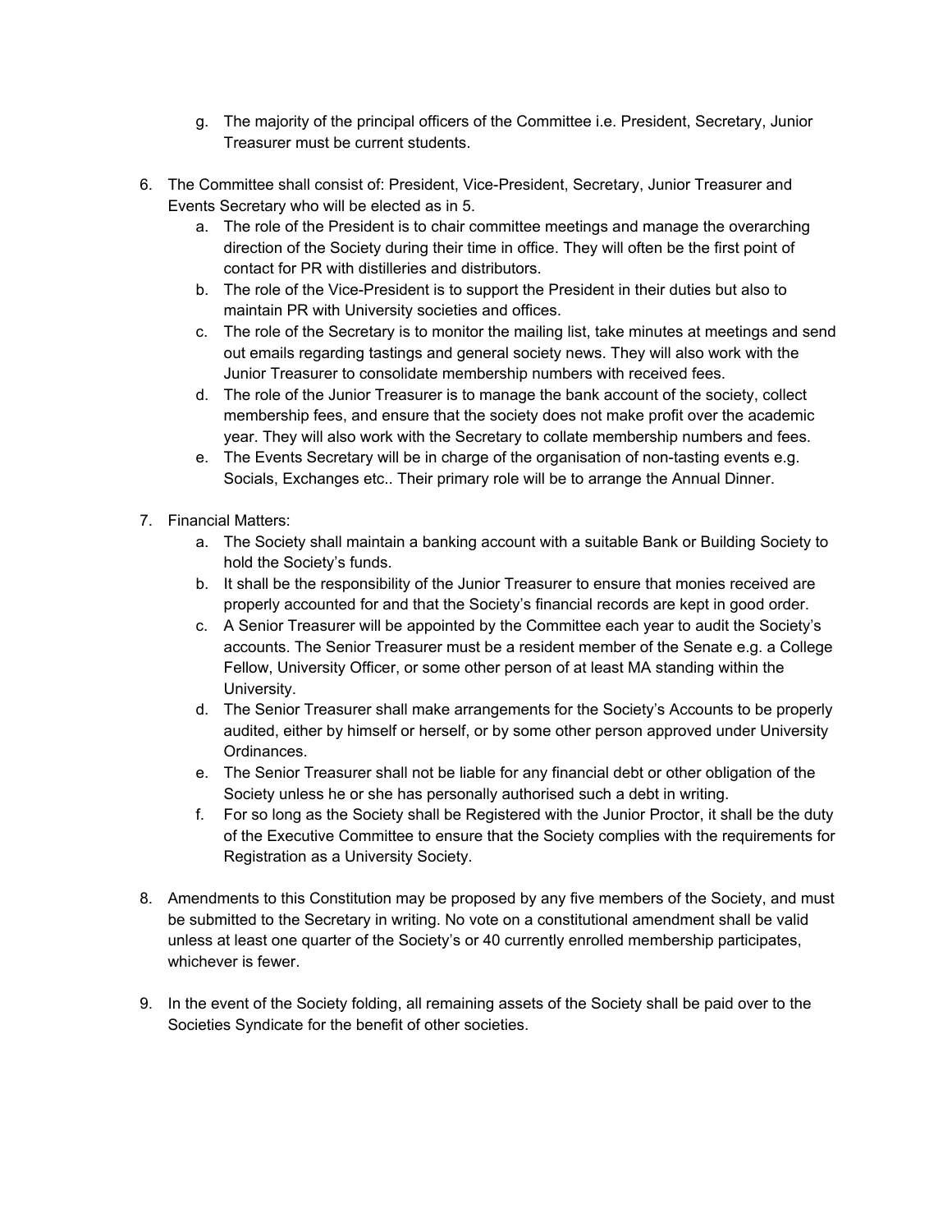g. The majority of the principal officers of the Committee i.e. President, Secretary, Junior Treasurer must be current students.

6. The Committee shall consist of: President, Vice-President, Secretary, Junior Treasurer and Events Secretary who will be elected as in 5.
   a. The role of the President is to chair committee meetings and manage the overarching direction of the Society during their time in office. They will often be the first point of contact for PR with distilleries and distributors.
   b. The role of the Vice-President is to support the President in their duties but also to maintain PR with University societies and offices.
   c. The role of the Secretary is to monitor the mailing list, take minutes at meetings and send out emails regarding tastings and general society news. They will also work with the Junior Treasurer to consolidate membership numbers with received fees.
   d. The role of the Junior Treasurer is to manage the bank account of the society, collect membership fees, and ensure that the society does not make profit over the academic year. They will also work with the Secretary to collate membership numbers and fees.
   e. The Events Secretary will be in charge of the organisation of non-tasting events e.g. Socials, Exchanges etc.. Their primary role will be to arrange the Annual Dinner.

7. Financial Matters:
   a. The Society shall maintain a banking account with a suitable Bank or Building Society to hold the Society's funds.
   b. It shall be the responsibility of the Junior Treasurer to ensure that monies received are properly accounted for and that the Society's financial records are kept in good order.
   c. A Senior Treasurer will be appointed by the Committee each year to audit the Society's accounts. The Senior Treasurer must be a resident member of the Senate e.g. a College Fellow, University Officer, or some other person of at least MA standing within the University.
   d. The Senior Treasurer shall make arrangements for the Society's Accounts to be properly audited, either by himself or herself, or by some other person approved under University Ordinances.
   e. The Senior Treasurer shall not be liable for any financial debt or other obligation of the Society unless he or she has personally authorised such a debt in writing.
   f. For so long as the Society shall be Registered with the Junior Proctor, it shall be the duty of the Executive Committee to ensure that the Society complies with the requirements for Registration as a University Society.

8. Amendments to this Constitution may be proposed by any five members of the Society, and must be submitted to the Secretary in writing. No vote on a constitutional amendment shall be valid unless at least one quarter of the Society's or 40 currently enrolled membership participates, whichever is fewer.

9. In the event of the Society folding, all remaining assets of the Society shall be paid over to the Societies Syndicate for the benefit of other societies.